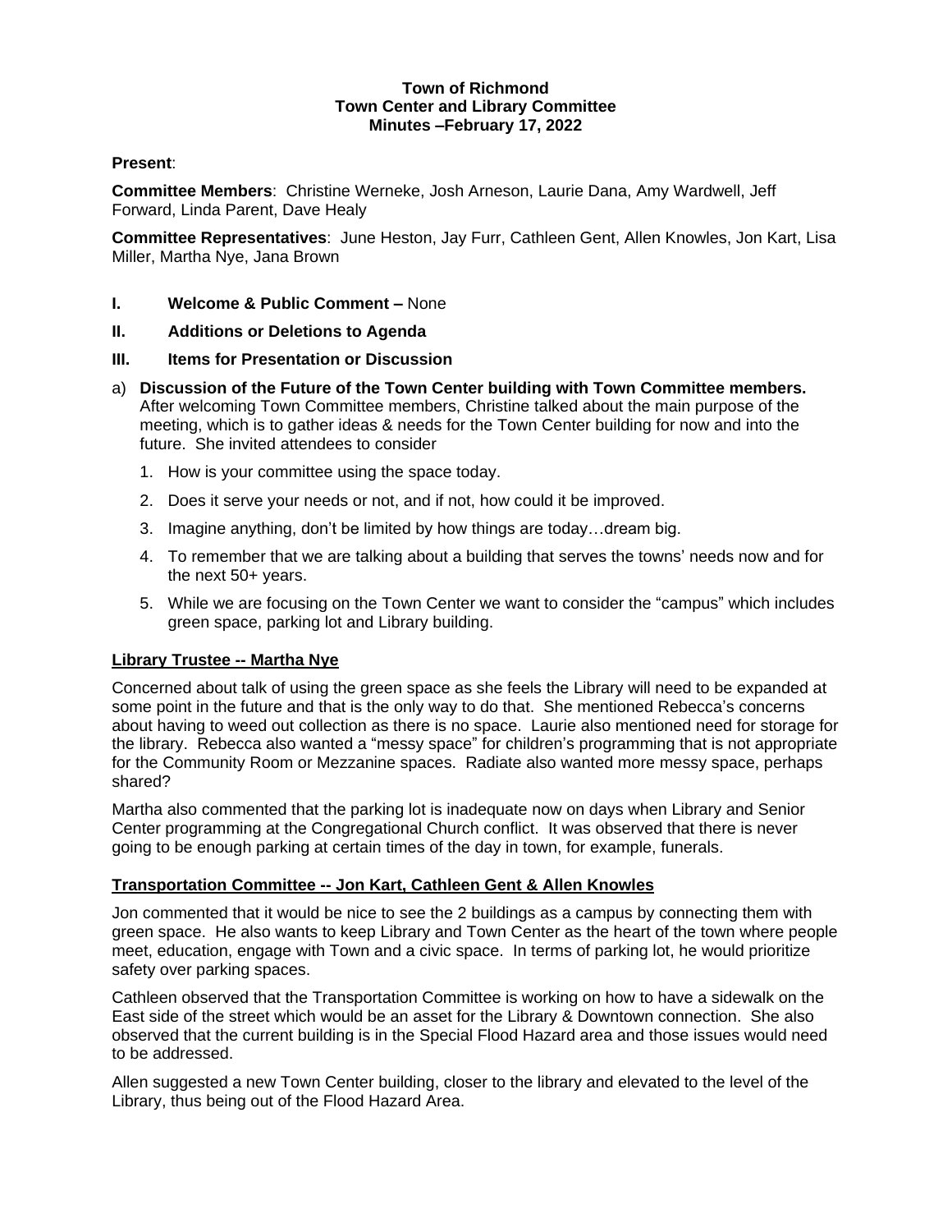**Town of Richmond**
**Town Center and Library Committee**
**Minutes –February 17, 2022**

**Present**:

**Committee Members**: Christine Werneke, Josh Arneson, Laurie Dana, Amy Wardwell, Jeff Forward, Linda Parent, Dave Healy

**Committee Representatives**: June Heston, Jay Furr, Cathleen Gent, Allen Knowles, Jon Kart, Lisa Miller, Martha Nye, Jana Brown

**I. Welcome & Public Comment –** None

**II. Additions or Deletions to Agenda**

**III. Items for Presentation or Discussion**

a) **Discussion of the Future of the Town Center building with Town Committee members.** After welcoming Town Committee members, Christine talked about the main purpose of the meeting, which is to gather ideas & needs for the Town Center building for now and into the future. She invited attendees to consider

1. How is your committee using the space today.
2. Does it serve your needs or not, and if not, how could it be improved.
3. Imagine anything, don't be limited by how things are today…dream big.
4. To remember that we are talking about a building that serves the towns' needs now and for the next 50+ years.
5. While we are focusing on the Town Center we want to consider the "campus" which includes green space, parking lot and Library building.

**Library Trustee -- Martha Nye**

Concerned about talk of using the green space as she feels the Library will need to be expanded at some point in the future and that is the only way to do that. She mentioned Rebecca's concerns about having to weed out collection as there is no space. Laurie also mentioned need for storage for the library. Rebecca also wanted a "messy space" for children's programming that is not appropriate for the Community Room or Mezzanine spaces. Radiate also wanted more messy space, perhaps shared?

Martha also commented that the parking lot is inadequate now on days when Library and Senior Center programming at the Congregational Church conflict. It was observed that there is never going to be enough parking at certain times of the day in town, for example, funerals.

**Transportation Committee -- Jon Kart, Cathleen Gent & Allen Knowles**

Jon commented that it would be nice to see the 2 buildings as a campus by connecting them with green space. He also wants to keep Library and Town Center as the heart of the town where people meet, education, engage with Town and a civic space. In terms of parking lot, he would prioritize safety over parking spaces.

Cathleen observed that the Transportation Committee is working on how to have a sidewalk on the East side of the street which would be an asset for the Library & Downtown connection. She also observed that the current building is in the Special Flood Hazard area and those issues would need to be addressed.

Allen suggested a new Town Center building, closer to the library and elevated to the level of the Library, thus being out of the Flood Hazard Area.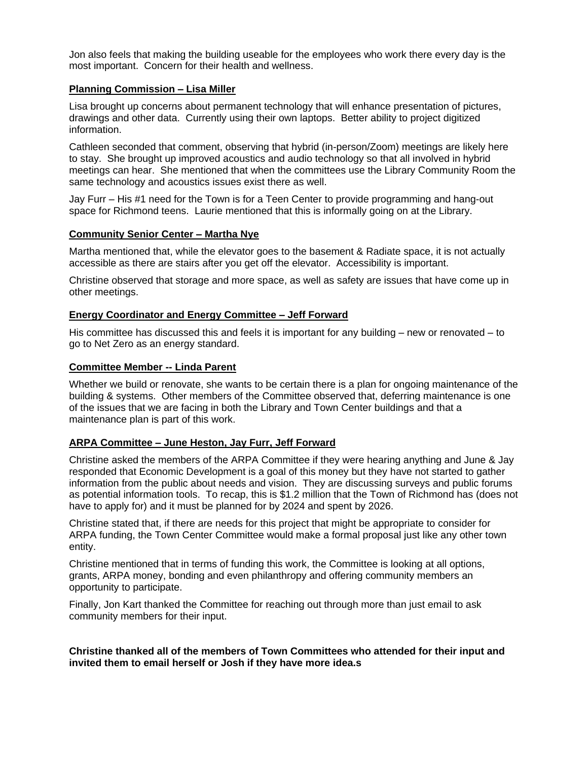Jon also feels that making the building useable for the employees who work there every day is the most important. Concern for their health and wellness.

**Planning Commission – Lisa Miller**

Lisa brought up concerns about permanent technology that will enhance presentation of pictures, drawings and other data. Currently using their own laptops. Better ability to project digitized information.

Cathleen seconded that comment, observing that hybrid (in-person/Zoom) meetings are likely here to stay. She brought up improved acoustics and audio technology so that all involved in hybrid meetings can hear. She mentioned that when the committees use the Library Community Room the same technology and acoustics issues exist there as well.

Jay Furr – His #1 need for the Town is for a Teen Center to provide programming and hang-out space for Richmond teens. Laurie mentioned that this is informally going on at the Library.

**Community Senior Center – Martha Nye**

Martha mentioned that, while the elevator goes to the basement & Radiate space, it is not actually accessible as there are stairs after you get off the elevator. Accessibility is important.

Christine observed that storage and more space, as well as safety are issues that have come up in other meetings.

**Energy Coordinator and Energy Committee – Jeff Forward**

His committee has discussed this and feels it is important for any building – new or renovated – to go to Net Zero as an energy standard.

**Committee Member -- Linda Parent**

Whether we build or renovate, she wants to be certain there is a plan for ongoing maintenance of the building & systems. Other members of the Committee observed that, deferring maintenance is one of the issues that we are facing in both the Library and Town Center buildings and that a maintenance plan is part of this work.

**ARPA Committee – June Heston, Jay Furr, Jeff Forward**

Christine asked the members of the ARPA Committee if they were hearing anything and June & Jay responded that Economic Development is a goal of this money but they have not started to gather information from the public about needs and vision. They are discussing surveys and public forums as potential information tools. To recap, this is $1.2 million that the Town of Richmond has (does not have to apply for) and it must be planned for by 2024 and spent by 2026.

Christine stated that, if there are needs for this project that might be appropriate to consider for ARPA funding, the Town Center Committee would make a formal proposal just like any other town entity.

Christine mentioned that in terms of funding this work, the Committee is looking at all options, grants, ARPA money, bonding and even philanthropy and offering community members an opportunity to participate.

Finally, Jon Kart thanked the Committee for reaching out through more than just email to ask community members for their input.

**Christine thanked all of the members of Town Committees who attended for their input and invited them to email herself or Josh if they have more idea.s**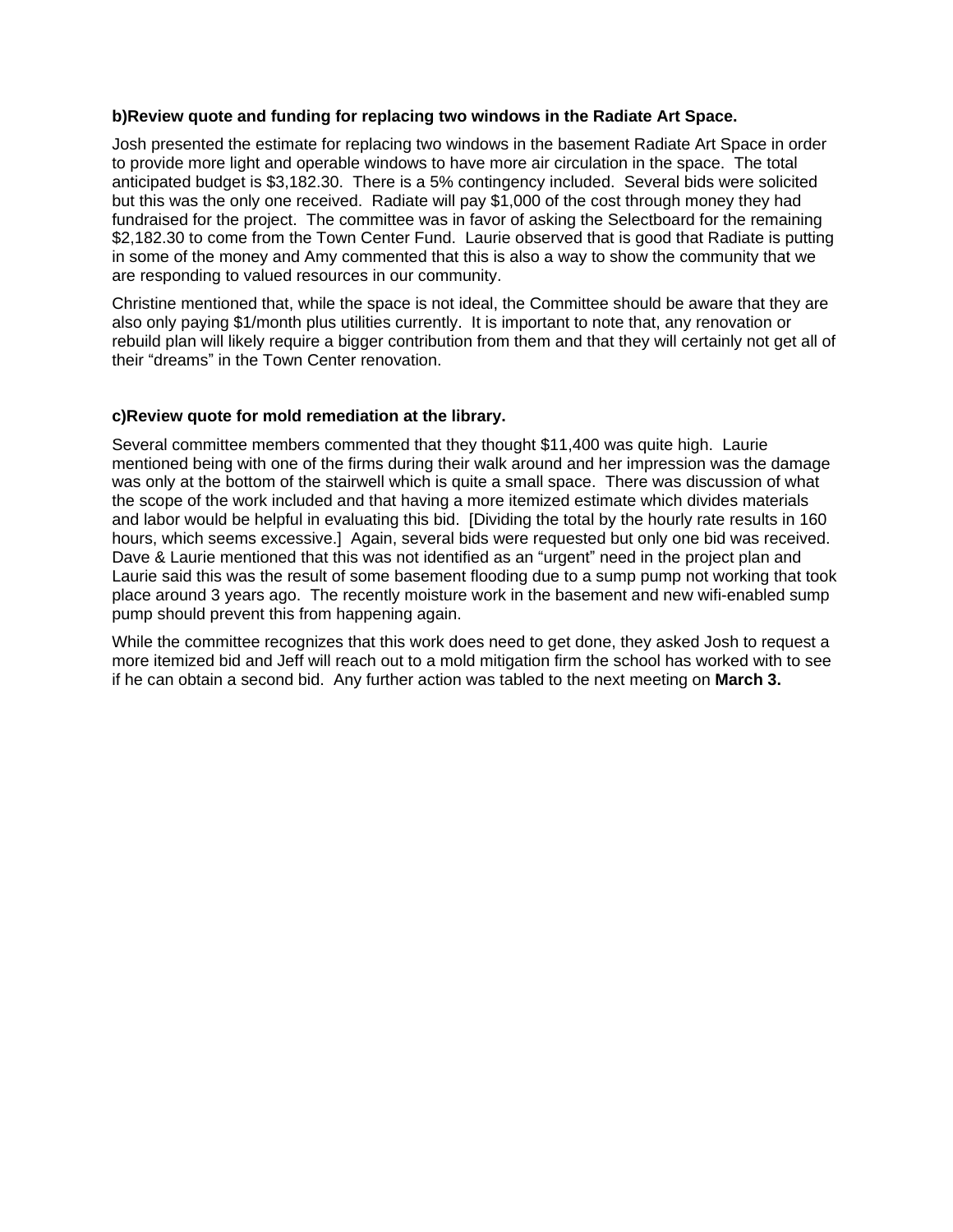**b)Review quote and funding for replacing two windows in the Radiate Art Space.**

Josh presented the estimate for replacing two windows in the basement Radiate Art Space in order to provide more light and operable windows to have more air circulation in the space. The total anticipated budget is $3,182.30. There is a 5% contingency included. Several bids were solicited but this was the only one received. Radiate will pay $1,000 of the cost through money they had fundraised for the project. The committee was in favor of asking the Selectboard for the remaining $2,182.30 to come from the Town Center Fund. Laurie observed that is good that Radiate is putting in some of the money and Amy commented that this is also a way to show the community that we are responding to valued resources in our community.

Christine mentioned that, while the space is not ideal, the Committee should be aware that they are also only paying $1/month plus utilities currently. It is important to note that, any renovation or rebuild plan will likely require a bigger contribution from them and that they will certainly not get all of their "dreams" in the Town Center renovation.

**c)Review quote for mold remediation at the library.**

Several committee members commented that they thought $11,400 was quite high. Laurie mentioned being with one of the firms during their walk around and her impression was the damage was only at the bottom of the stairwell which is quite a small space. There was discussion of what the scope of the work included and that having a more itemized estimate which divides materials and labor would be helpful in evaluating this bid. [Dividing the total by the hourly rate results in 160 hours, which seems excessive.] Again, several bids were requested but only one bid was received. Dave & Laurie mentioned that this was not identified as an "urgent" need in the project plan and Laurie said this was the result of some basement flooding due to a sump pump not working that took place around 3 years ago. The recently moisture work in the basement and new wifi-enabled sump pump should prevent this from happening again.

While the committee recognizes that this work does need to get done, they asked Josh to request a more itemized bid and Jeff will reach out to a mold mitigation firm the school has worked with to see if he can obtain a second bid. Any further action was tabled to the next meeting on **March 3.**